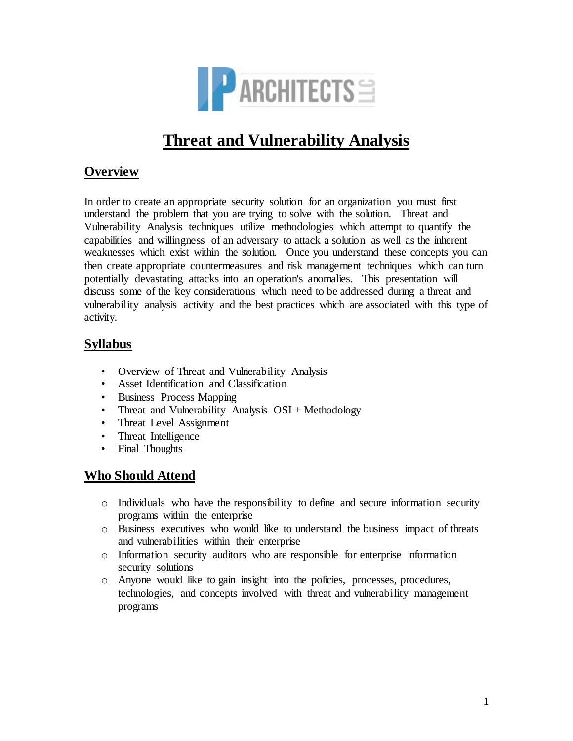# Threat and Vulnerability Analysis

## Overview

In order to create an appropriate security solution for an organization you must first understand the problem that you are trying to solve with the solution. Threat and Vulnerability Analysis techniques utilize methodologies which attempt to quantify the capabilities and willingness of an adversary to attack a solution as well as the inherent weaknesses which exist within the solution. Once you understand these concepts you can then create appropriate countermeasures and risk management techniques which can turn potentially devastating attacks into an operation's anomalies. This presentation will discuss some of the key considerations which need to be addressed during a threat and vulnerability analysis activity and the best practices which are associated with this type of activity.

## Syllabus

- Overview of Threat and Vulnerability Analysis
- Asset Identification and Classification
- Business Process Mapping
- Threat and Vulnerability Analysis OSI + Methodology
- Threat Level Assignment
- Threat Intelligence
- Final Thoughts

## Who Should Attend

- Individuals who have the responsibility to define and secure information security programs within the enterprise
- Business executives who would like to understand the business impact of threats and vulnerabilities within their enterprise
- Information security auditors who are responsible for enterprise information security solutions
- Anyone would like to gain insight into the policies, processes, procedures, technologies, and concepts involved with threat and vulnerability management programs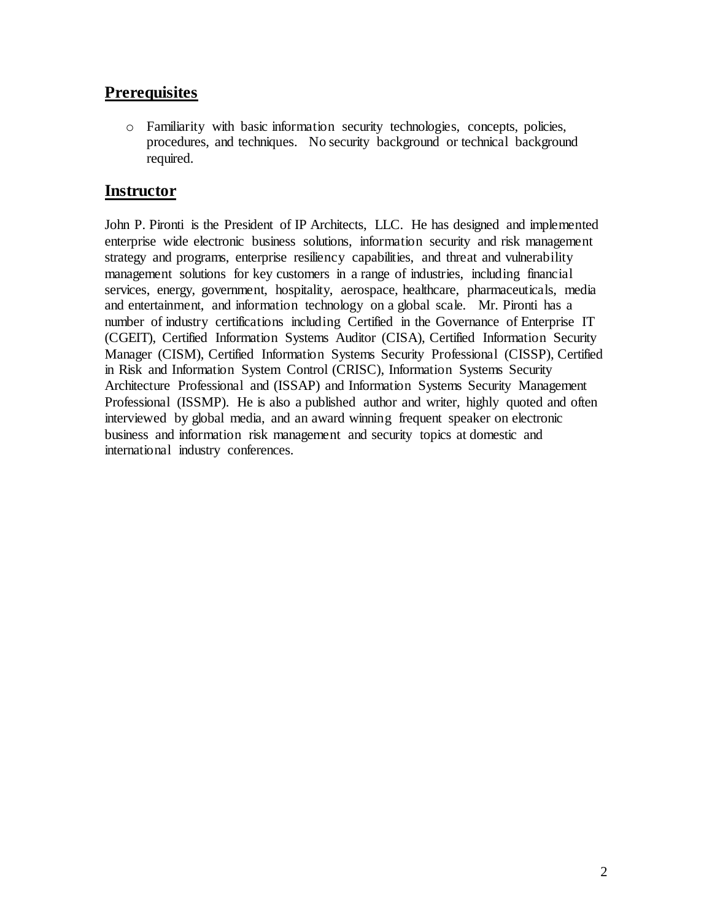## Prerequisites

- Familiarity with basic information security technologies, concepts, policies, procedures, and techniques. No security background or technical background required.

## Instructor

John P. Pironti is the President of IP Architects, LLC. He has designed and implemented enterprise wide electronic business solutions, information security and risk management strategy and programs, enterprise resiliency capabilities, and threat and vulnerability management solutions for key customers in a range of industries, including financial services, energy, government, hospitality, aerospace, healthcare, pharmaceuticals, media and entertainment, and information technology on a global scale. Mr. Pironti has a number of industry certifications including Certified in the Governance of Enterprise IT (CGEIT), Certified Information Systems Auditor (CISA), Certified Information Security Manager (CISM), Certified Information Systems Security Professional (CISSP), Certified in Risk and Information System Control (CRISC), Information Systems Security Architecture Professional and (ISSAP) and Information Systems Security Management Professional (ISSMP). He is also a published author and writer, highly quoted and often interviewed by global media, and an award winning frequent speaker on electronic business and information risk management and security topics at domestic and international industry conferences.